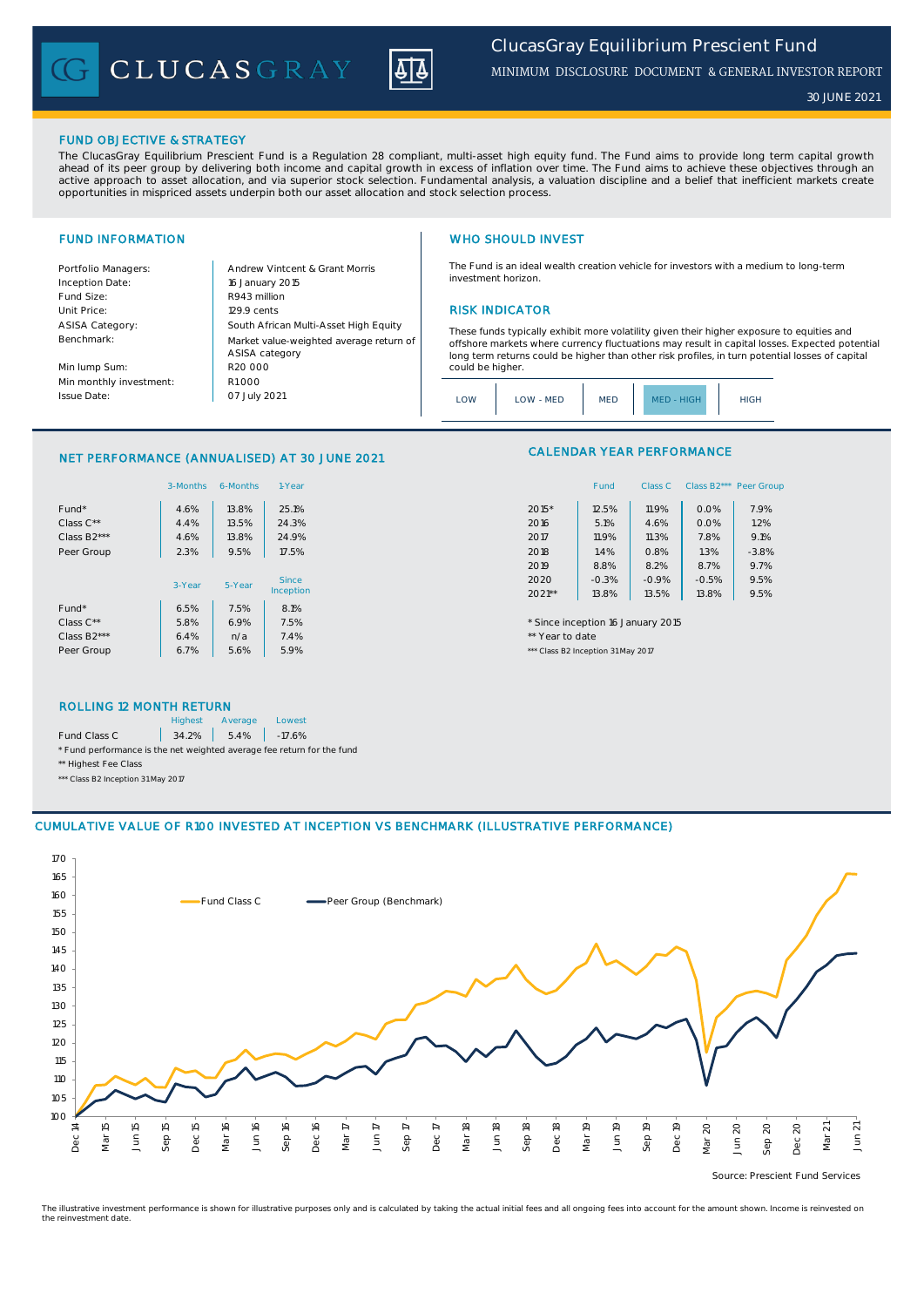# ClucasGray Equilibrium Prescient Fund

MINIMUM DISCLOSURE DOCUMENT & GENERAL INVESTOR REPORT

30 JUNE 2021

## FUND OBJECTIVE & STRATEGY

The ClucasGray Equilibrium Prescient Fund is a Regulation 28 compliant, multi-asset high equity fund. The Fund aims to provide long term capital growth ahead of its peer group by delivering both income and capital growth in excess of inflation over time. The Fund aims to achieve these objectives through an active approach to asset allocation, and via superior stock selection. Fundamental analysis, a valuation discipline and a belief that inefficient markets create opportunities in mispriced assets underpin both our asset allocation and stock selection process.

## FUND INFORMATION

| | |
|---|---|
| Portfolio Managers: | Andrew Vintcent & Grant Morris |
| Inception Date: | 16 January 2015 |
| Fund Size: | R943 million |
| Unit Price: | 129.9 cents |
| ASISA Category: | South African Multi-Asset High Equity |
| Benchmark: | Market value-weighted average return of ASISA category |
| Min lump Sum: | R20 000 |
| Min monthly investment: | R1 000 |
| Issue Date: | 07 July 2021 |

## WHO SHOULD INVEST

The Fund is an ideal wealth creation vehicle for investors with a medium to long-term investment horizon.

## RISK INDICATOR

These funds typically exhibit more volatility given their higher exposure to equities and offshore markets where currency fluctuations may result in capital losses. Expected potential long term returns could be higher than other risk profiles, in turn potential losses of capital could be higher.

| LOW | LOW - MED | MED | **MED - HIGH** | HIGH |
|---|---|---|---|---|

## NET PERFORMANCE (ANNUALISED) AT 30 JUNE 2021

| | 3-Months | 6-Months | 1-Year |
|---|---|---|---|
| Fund* | 4.6% | 13.8% | 25.1% |
| Class C** | 4.4% | 13.5% | 24.3% |
| Class B2*** | 4.6% | 13.8% | 24.9% |
| Peer Group | 2.3% | 9.5% | 17.5% |

| | 3-Year | 5-Year | Since Inception |
|---|---|---|---|
| Fund* | 6.5% | 7.5% | 8.1% |
| Class C** | 5.8% | 6.9% | 7.5% |
| Class B2*** | 6.4% | n/a | 7.4% |
| Peer Group | 6.7% | 5.6% | 5.9% |

## CALENDAR YEAR PERFORMANCE

| | Fund | Class C | Class B2*** | Peer Group |
|---|---|---|---|---|
| 2015* | 12.5% | 11.9% | 0.0% | 7.9% |
| 2016 | 5.1% | 4.6% | 0.0% | 1.2% |
| 2017 | 11.9% | 11.3% | 7.8% | 9.1% |
| 2018 | 1.4% | 0.8% | 1.3% | -3.8% |
| 2019 | 8.8% | 8.2% | 8.7% | 9.7% |
| 2020 | -0.3% | -0.9% | -0.5% | 9.5% |
| 2021** | 13.8% | 13.5% | 13.8% | 9.5% |

\* Since inception 16 January 2015

** Year to date

*** Class B2 Inception 31 May 2017

## ROLLING 12 MONTH RETURN

| | Highest | Average | Lowest |
|---|---|---|---|
| Fund Class C | 34.2% | 5.4% | -17.6% |

\* Fund performance is the net weighted average fee return for the fund

** Highest Fee Class

*** Class B2 Inception 31 May 2017

## CUMULATIVE VALUE OF R100 INVESTED AT INCEPTION VS BENCHMARK (ILLUSTRATIVE PERFORMANCE)

Source: Prescient Fund Services

The illustrative investment performance is shown for illustrative purposes only and is calculated by taking the actual initial fees and all ongoing fees into account for the amount shown. Income is reinvested on the reinvestment date.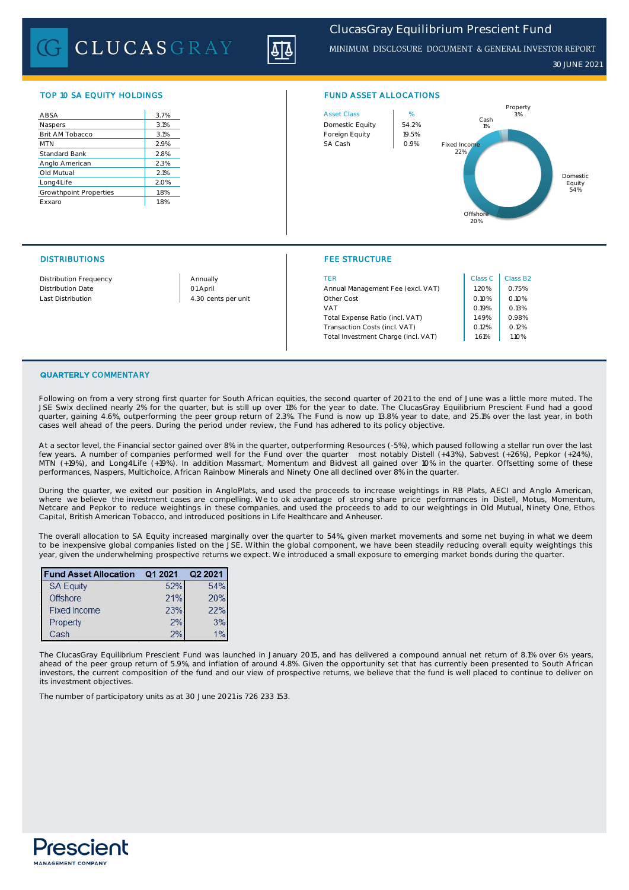# ClucasGray Equilibrium Prescient Fund

MINIMUM DISCLOSURE DOCUMENT & GENERAL INVESTOR REPORT

30 JUNE 2021

## TOP 10 SA EQUITY HOLDINGS

| | |
|---|---|
| ABSA | 3.7% |
| Naspers | 3.1% |
| Brit AM Tobacco | 3.1% |
| MTN | 2.9% |
| Standard Bank | 2.8% |
| Anglo American | 2.3% |
| Old Mutual | 2.1% |
| Long4Life | 2.0% |
| Growthpoint Properties | 1.8% |
| Exxaro | 1.8% |

## FUND ASSET ALLOCATIONS

| Asset Class | % |
|---|---|
| Domestic Equity | 54.2% |
| Foreign Equity | 19.5% |
| SA Cash | 0.9% |

Property 3%, Cash 1%, Fixed Income 22%, Domestic Equity 54%, Offshore 20%

## DISTRIBUTIONS

| | |
|---|---|
| Distribution Frequency | Annually |
| Distribution Date | 01 April |
| Last Distribution | 4.30 cents per unit |

## FEE STRUCTURE

| TER | Class C | Class B2 |
|---|---|---|
| Annual Management Fee (excl. VAT) | 1.20% | 0.75% |
| Other Cost | 0.10% | 0.10% |
| VAT | 0.19% | 0.13% |
| Total Expense Ratio (incl. VAT) | 1.49% | 0.98% |
| Transaction Costs (incl. VAT) | 0.12% | 0.12% |
| Total Investment Charge (incl. VAT) | 1.61% | 1.10% |

## QUARTERLY COMMENTARY

Following on from a very strong first quarter for South African equities, the second quarter of 2021 to the end of June was a little more muted. The JSE Swix declined nearly 2% for the quarter, but is still up over 11% for the year to date. The ClucasGray Equilibrium Prescient Fund had a good quarter, gaining 4.6%, outperforming the peer group return of 2.3%. The Fund is now up 13.8% year to date, and 25.1% over the last year, in both cases well ahead of the peers. During the period under review, the Fund has adhered to its policy objective.

At a sector level, the Financial sector gained over 8% in the quarter, outperforming Resources (-5%), which paused following a stellar run over the last few years. A number of companies performed well for the Fund over the quarter most notably Distell (+43%), Sabvest (+26%), Pepkor (+24%), MTN (+19%), and Long4Life (+19%). In addition Massmart, Momentum and Bidvest all gained over 10% in the quarter. Offsetting some of these performances, Naspers, Multichoice, African Rainbow Minerals and Ninety One all declined over 8% in the quarter.

During the quarter, we exited our position in AngloPlats, and used the proceeds to increase weightings in RB Plats, AECI and Anglo American, where we believe the investment cases are compelling. We to ok advantage of strong share price performances in Distell, Motus, Momentum, Netcare and Pepkor to reduce weightings in these companies, and used the proceeds to add to our weightings in Old Mutual, Ninety One, Ethos Capital, British American Tobacco, and introduced positions in Life Healthcare and Anheuser.

The overall allocation to SA Equity increased marginally over the quarter to 54%, given market movements and some net buying in what we deem to be inexpensive global companies listed on the JSE. Within the global component, we have been steadily reducing overall equity weightings this year, given the underwhelming prospective returns we expect. We introduced a small exposure to emerging market bonds during the quarter.

| Fund Asset Allocation | Q1 2021 | Q2 2021 |
|---|---|---|
| SA Equity | 52% | 54% |
| Offshore | 21% | 20% |
| Fixed Income | 23% | 22% |
| Property | 2% | 3% |
| Cash | 2% | 1% |

The ClucasGray Equilibrium Prescient Fund was launched in January 2015, and has delivered a compound annual net return of 8.1% over 6½ years, ahead of the peer group return of 5.9%, and inflation of around 4.8%. Given the opportunity set that has currently been presented to South African investors, the current composition of the fund and our view of prospective returns, we believe that the fund is well placed to continue to deliver on its investment objectives.

The number of participatory units as at 30 June 2021 is 726 233 153.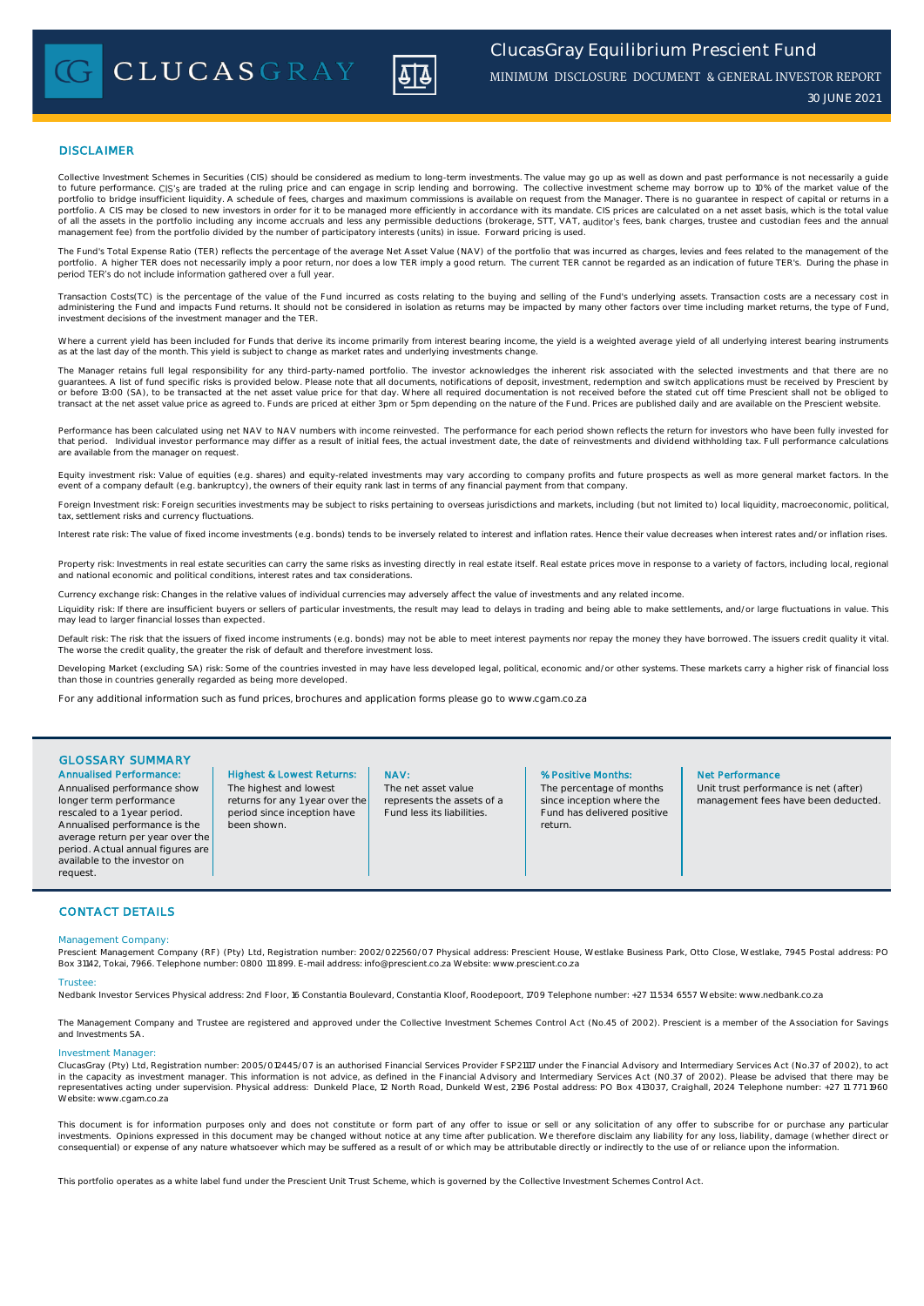# ClucasGray Equilibrium Prescient Fund

MINIMUM DISCLOSURE DOCUMENT & GENERAL INVESTOR REPORT

30 JUNE 2021

## DISCLAIMER

Collective Investment Schemes in Securities (CIS) should be considered as medium to long-term investments. The value may go up as well as down and past performance is not necessarily a guide to future performance. CIS's are traded at the ruling price and can engage in scrip lending and borrowing. The collective investment scheme may borrow up to 10% of the market value of the portfolio to bridge insufficient liquidity. A schedule of fees, charges and maximum commissions is available on request from the Manager. There is no guarantee in respect of capital or returns in a portfolio. A CIS may be closed to new investors in order for it to be managed more efficiently in accordance with its mandate. CIS prices are calculated on a net asset basis, which is the total value of all the assets in the portfolio including any income accruals and less any permissible deductions (brokerage, STT, VAT, auditor's fees, bank charges, trustee and custodian fees and the annual management fee) from the portfolio divided by the number of participatory interests (units) in issue. Forward pricing is used.

The Fund's Total Expense Ratio (TER) reflects the percentage of the average Net Asset Value (NAV) of the portfolio that was incurred as charges, levies and fees related to the management of the portfolio. A higher TER does not necessarily imply a poor return, nor does a low TER imply a good return. The current TER cannot be regarded as an indication of future TER's. During the phase in period TER's do not include information gathered over a full year.

Transaction Costs(TC) is the percentage of the value of the Fund incurred as costs relating to the buying and selling of the Fund's underlying assets. Transaction costs are a necessary cost in administering the Fund and impacts Fund returns. It should not be considered in isolation as returns may be impacted by many other factors over time including market returns, the type of Fund, investment decisions of the investment manager and the TER.

Where a current yield has been included for Funds that derive its income primarily from interest bearing income, the yield is a weighted average yield of all underlying interest bearing instruments as at the last day of the month. This yield is subject to change as market rates and underlying investments change.

The Manager retains full legal responsibility for any third-party-named portfolio. The investor acknowledges the inherent risk associated with the selected investments and that there are no guarantees. A list of fund specific risks is provided below. Please note that all documents, notifications of deposit, investment, redemption and switch applications must be received by Prescient by or before 13:00 (SA), to be transacted at the net asset value price for that day. Where all required documentation is not received before the stated cut off time Prescient shall not be obliged to transact at the net asset value price as agreed to. Funds are priced at either 3pm or 5pm depending on the nature of the Fund. Prices are published daily and are available on the Prescient website.

Performance has been calculated using net NAV to NAV numbers with income reinvested. The performance for each period shown reflects the return for investors who have been fully invested for that period. Individual investor performance may differ as a result of initial fees, the actual investment date, the date of reinvestments and dividend withholding tax. Full performance calculations are available from the manager on request.

Equity investment risk: Value of equities (e.g. shares) and equity-related investments may vary according to company profits and future prospects as well as more general market factors. In the event of a company default (e.g. bankruptcy), the owners of their equity rank last in terms of any financial payment from that company.

Foreign Investment risk: Foreign securities investments may be subject to risks pertaining to overseas jurisdictions and markets, including (but not limited to) local liquidity, macroeconomic, political, tax, settlement risks and currency fluctuations.

Interest rate risk: The value of fixed income investments (e.g. bonds) tends to be inversely related to interest and inflation rates. Hence their value decreases when interest rates and/or inflation rises.

Property risk: Investments in real estate securities can carry the same risks as investing directly in real estate itself. Real estate prices move in response to a variety of factors, including local, regional and national economic and political conditions, interest rates and tax considerations.

Currency exchange risk: Changes in the relative values of individual currencies may adversely affect the value of investments and any related income.

Liquidity risk: If there are insufficient buyers or sellers of particular investments, the result may lead to delays in trading and being able to make settlements, and/or large fluctuations in value. This may lead to larger financial losses than expected.

Default risk: The risk that the issuers of fixed income instruments (e.g. bonds) may not be able to meet interest payments nor repay the money they have borrowed. The issuers credit quality it vital. The worse the credit quality, the greater the risk of default and therefore investment loss.

Developing Market (excluding SA) risk: Some of the countries invested in may have less developed legal, political, economic and/or other systems. These markets carry a higher risk of financial loss than those in countries generally regarded as being more developed.

For any additional information such as fund prices, brochures and application forms please go to www.cgam.co.za

## GLOSSARY SUMMARY

**Annualised Performance:** Annualised performance show longer term performance rescaled to a 1 year period. Annualised performance is the average return per year over the period. Actual annual figures are available to the investor on request.

**Highest & Lowest Returns:** The highest and lowest returns for any 1 year over the period since inception have been shown.

**NAV:** The net asset value represents the assets of a Fund less its liabilities.

**% Positive Months:** The percentage of months since inception where the Fund has delivered positive return.

**Net Performance:** Unit trust performance is net (after) management fees have been deducted.

## CONTACT DETAILS

### Management Company:

Prescient Management Company (RF) (Pty) Ltd, Registration number: 2002/022560/07 Physical address: Prescient House, Westlake Business Park, Otto Close, Westlake, 7945 Postal address: PO Box 31142, Tokai, 7966. Telephone number: 0800 111 899. E-mail address: info@prescient.co.za Website: www.prescient.co.za

### Trustee:

Nedbank Investor Services Physical address: 2nd Floor, 16 Constantia Boulevard, Constantia Kloof, Roodepoort, 1709 Telephone number: +27 11 534 6557 Website: www.nedbank.co.za

The Management Company and Trustee are registered and approved under the Collective Investment Schemes Control Act (No.45 of 2002). Prescient is a member of the Association for Savings and Investments SA.

### Investment Manager:

ClucasGray (Pty) Ltd, Registration number: 2005/012445/07 is an authorised Financial Services Provider FSP21117 under the Financial Advisory and Intermediary Services Act (No.37 of 2002), to act in the capacity as investment manager. This information is not advice, as defined in the Financial Advisory and Intermediary Services Act (NO.37 of 2002). Please be advised that there may be representatives acting under supervision. Physical address: Dunkeld Place, 12 North Road, Dunkeld West, 2196 Postal address: PO Box 413037, Craighall, 2024 Telephone number: +27 11 771 1960 Website: www.cgam.co.za

This document is for information purposes only and does not constitute or form part of any offer to issue or sell or any solicitation of any offer to subscribe for or purchase any particular investments. Opinions expressed in this document may be changed without notice at any time after publication. We therefore disclaim any liability for any loss, liability, damage (whether direct or consequential) or expense of any nature whatsoever which may be suffered as a result of or which may be attributable directly or indirectly to the use of or reliance upon the information.

This portfolio operates as a white label fund under the Prescient Unit Trust Scheme, which is governed by the Collective Investment Schemes Control Act.